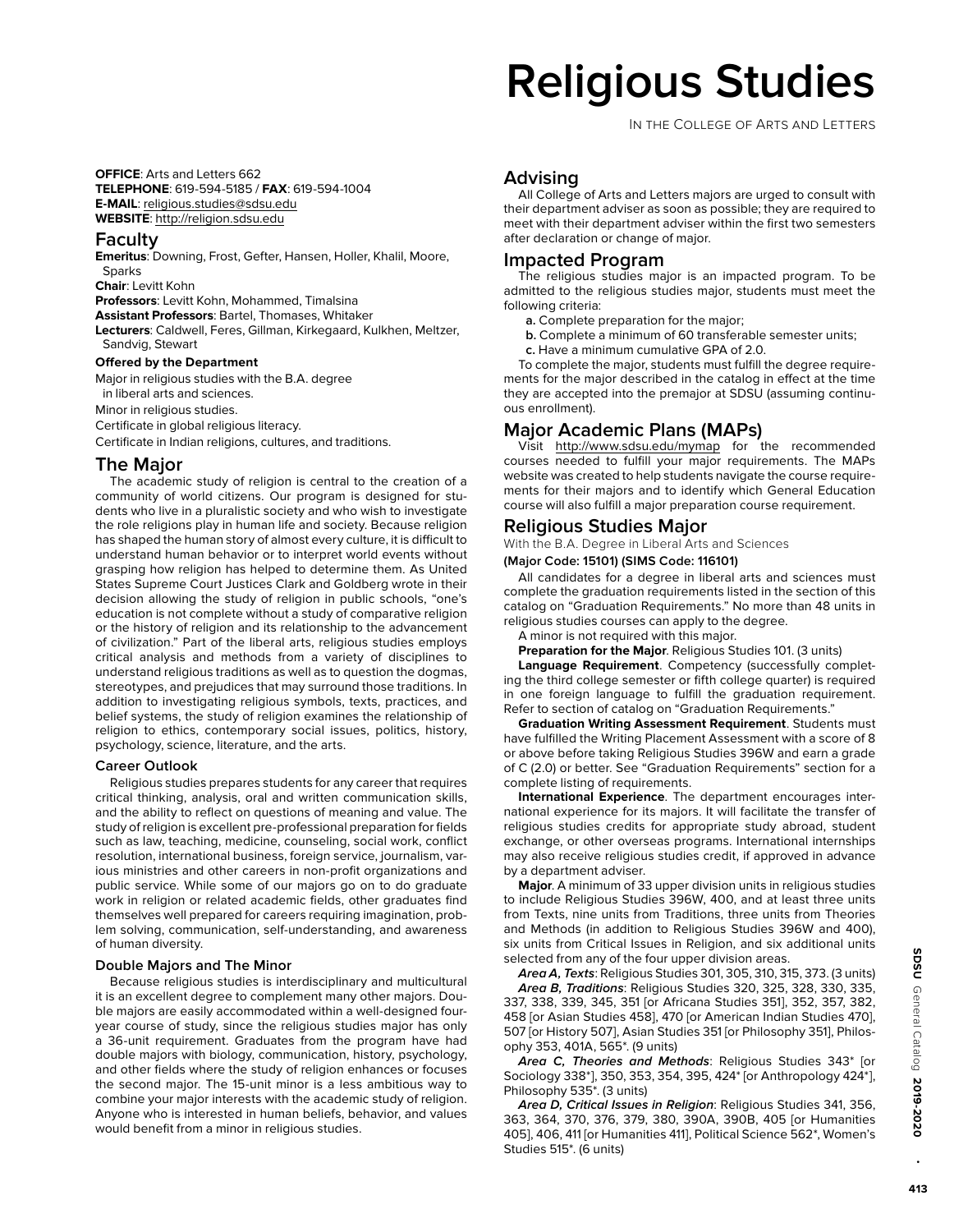# Religious Studies

In the College of Arts and Letters

**OFFICE**: Arts and Letters 662
**TELEPHONE**: 619-594-5185 / **FAX**: 619-594-1004
**E-MAIL**: religious.studies@sdsu.edu
**WEBSITE**: http://religion.sdsu.edu

## Faculty

**Emeritus**: Downing, Frost, Gefter, Hansen, Holler, Khalil, Moore, Sparks
**Chair**: Levitt Kohn
**Professors**: Levitt Kohn, Mohammed, Timalsina
**Assistant Professors**: Bartel, Thomases, Whitaker
**Lecturers**: Caldwell, Feres, Gillman, Kirkegaard, Kulkhen, Meltzer, Sandvig, Stewart

### Offered by the Department

Major in religious studies with the B.A. degree in liberal arts and sciences.
Minor in religious studies.
Certificate in global religious literacy.
Certificate in Indian religions, cultures, and traditions.

## The Major

The academic study of religion is central to the creation of a community of world citizens. Our program is designed for students who live in a pluralistic society and who wish to investigate the role religions play in human life and society. Because religion has shaped the human story of almost every culture, it is difficult to understand human behavior or to interpret world events without grasping how religion has helped to determine them. As United States Supreme Court Justices Clark and Goldberg wrote in their decision allowing the study of religion in public schools, "one's education is not complete without a study of comparative religion or the history of religion and its relationship to the advancement of civilization." Part of the liberal arts, religious studies employs critical analysis and methods from a variety of disciplines to understand religious traditions as well as to question the dogmas, stereotypes, and prejudices that may surround those traditions. In addition to investigating religious symbols, texts, practices, and belief systems, the study of religion examines the relationship of religion to ethics, contemporary social issues, politics, history, psychology, science, literature, and the arts.

### Career Outlook

Religious studies prepares students for any career that requires critical thinking, analysis, oral and written communication skills, and the ability to reflect on questions of meaning and value. The study of religion is excellent pre-professional preparation for fields such as law, teaching, medicine, counseling, social work, conflict resolution, international business, foreign service, journalism, various ministries and other careers in non-profit organizations and public service. While some of our majors go on to do graduate work in religion or related academic fields, other graduates find themselves well prepared for careers requiring imagination, problem solving, communication, self-understanding, and awareness of human diversity.

### Double Majors and The Minor

Because religious studies is interdisciplinary and multicultural it is an excellent degree to complement many other majors. Double majors are easily accommodated within a well-designed four-year course of study, since the religious studies major has only a 36-unit requirement. Graduates from the program have had double majors with biology, communication, history, psychology, and other fields where the study of religion enhances or focuses the second major. The 15-unit minor is a less ambitious way to combine your major interests with the academic study of religion. Anyone who is interested in human beliefs, behavior, and values would benefit from a minor in religious studies.

## Advising

All College of Arts and Letters majors are urged to consult with their department adviser as soon as possible; they are required to meet with their department adviser within the first two semesters after declaration or change of major.

## Impacted Program

The religious studies major is an impacted program. To be admitted to the religious studies major, students must meet the following criteria:

**a.** Complete preparation for the major;
**b.** Complete a minimum of 60 transferable semester units;
**c.** Have a minimum cumulative GPA of 2.0.

To complete the major, students must fulfill the degree requirements for the major described in the catalog in effect at the time they are accepted into the premajor at SDSU (assuming continuous enrollment).

## Major Academic Plans (MAPs)

Visit http://www.sdsu.edu/mymap for the recommended courses needed to fulfill your major requirements. The MAPs website was created to help students navigate the course requirements for their majors and to identify which General Education course will also fulfill a major preparation course requirement.

## Religious Studies Major

With the B.A. Degree in Liberal Arts and Sciences

**(Major Code: 15101) (SIMS Code: 116101)**

All candidates for a degree in liberal arts and sciences must complete the graduation requirements listed in the section of this catalog on "Graduation Requirements." No more than 48 units in religious studies courses can apply to the degree.

A minor is not required with this major.

**Preparation for the Major**. Religious Studies 101. (3 units)

**Language Requirement**. Competency (successfully completing the third college semester or fifth college quarter) is required in one foreign language to fulfill the graduation requirement. Refer to section of catalog on "Graduation Requirements."

**Graduation Writing Assessment Requirement**. Students must have fulfilled the Writing Placement Assessment with a score of 8 or above before taking Religious Studies 396W and earn a grade of C (2.0) or better. See "Graduation Requirements" section for a complete listing of requirements.

**International Experience**. The department encourages international experience for its majors. It will facilitate the transfer of religious studies credits for appropriate study abroad, student exchange, or other overseas programs. International internships may also receive religious studies credit, if approved in advance by a department adviser.

**Major**. A minimum of 33 upper division units in religious studies to include Religious Studies 396W, 400, and at least three units from Texts, nine units from Traditions, three units from Theories and Methods (in addition to Religious Studies 396W and 400), six units from Critical Issues in Religion, and six additional units selected from any of the four upper division areas.

***Area A, Texts***: Religious Studies 301, 305, 310, 315, 373. (3 units)

***Area B, Traditions***: Religious Studies 320, 325, 328, 330, 335, 337, 338, 339, 345, 351 [or Africana Studies 351], 352, 357, 382, 458 [or Asian Studies 458], 470 [or American Indian Studies 470], 507 [or History 507], Asian Studies 351 [or Philosophy 351], Philosophy 353, 401A, 565*. (9 units)

***Area C, Theories and Methods***: Religious Studies 343* [or Sociology 338*], 350, 353, 354, 395, 424* [or Anthropology 424*], Philosophy 535*. (3 units)

***Area D, Critical Issues in Religion***: Religious Studies 341, 356, 363, 364, 370, 376, 379, 380, 390A, 390B, 405 [or Humanities 405], 406, 411 [or Humanities 411], Political Science 562*, Women's Studies 515*. (6 units)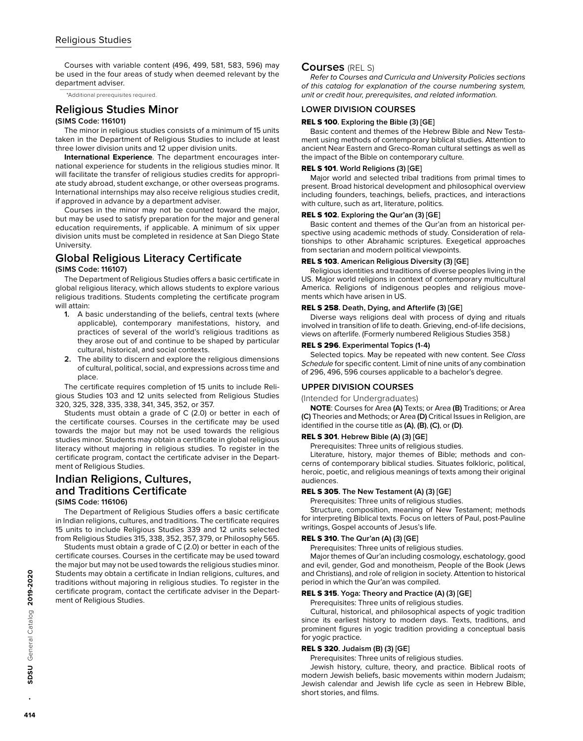Courses with variable content (496, 499, 581, 583, 596) may be used in the four areas of study when deemed relevant by the department adviser.

*Additional prerequisites required.

## Religious Studies Minor

**(SIMS Code: 116101)**

The minor in religious studies consists of a minimum of 15 units taken in the Department of Religious Studies to include at least three lower division units and 12 upper division units.

**International Experience**. The department encourages international experience for students in the religious studies minor. It will facilitate the transfer of religious studies credits for appropriate study abroad, student exchange, or other overseas programs. International internships may also receive religious studies credit, if approved in advance by a department adviser.

Courses in the minor may not be counted toward the major, but may be used to satisfy preparation for the major and general education requirements, if applicable. A minimum of six upper division units must be completed in residence at San Diego State University.

## Global Religious Literacy Certificate

**(SIMS Code: 116107)**

The Department of Religious Studies offers a basic certificate in global religious literacy, which allows students to explore various religious traditions. Students completing the certificate program will attain:

1. A basic understanding of the beliefs, central texts (where applicable), contemporary manifestations, history, and practices of several of the world's religious traditions as they arose out of and continue to be shaped by particular cultural, historical, and social contexts.
2. The ability to discern and explore the religious dimensions of cultural, political, social, and expressions across time and place.

The certificate requires completion of 15 units to include Religious Studies 103 and 12 units selected from Religious Studies 320, 325, 328, 335, 338, 341, 345, 352, or 357.

Students must obtain a grade of C (2.0) or better in each of the certificate courses. Courses in the certificate may be used towards the major but may not be used towards the religious studies minor. Students may obtain a certificate in global religious literacy without majoring in religious studies. To register in the certificate program, contact the certificate adviser in the Department of Religious Studies.

## Indian Religions, Cultures, and Traditions Certificate

**(SIMS Code: 116106)**

The Department of Religious Studies offers a basic certificate in Indian religions, cultures, and traditions. The certificate requires 15 units to include Religious Studies 339 and 12 units selected from Religious Studies 315, 338, 352, 357, 379, or Philosophy 565.

Students must obtain a grade of C (2.0) or better in each of the certificate courses. Courses in the certificate may be used toward the major but may not be used towards the religious studies minor. Students may obtain a certificate in Indian religions, cultures, and traditions without majoring in religious studies. To register in the certificate program, contact the certificate adviser in the Department of Religious Studies.

## Courses (REL S)

*Refer to Courses and Curricula and University Policies sections of this catalog for explanation of the course numbering system, unit or credit hour, prerequisites, and related information.*

### LOWER DIVISION COURSES

**REL S 100. Exploring the Bible (3) [GE]**

Basic content and themes of the Hebrew Bible and New Testament using methods of contemporary biblical studies. Attention to ancient Near Eastern and Greco-Roman cultural settings as well as the impact of the Bible on contemporary culture.

**REL S 101. World Religions (3) [GE]**

Major world and selected tribal traditions from primal times to present. Broad historical development and philosophical overview including founders, teachings, beliefs, practices, and interactions with culture, such as art, literature, politics.

**REL S 102. Exploring the Qur'an (3) [GE]**

Basic content and themes of the Qur'an from an historical perspective using academic methods of study. Consideration of relationships to other Abrahamic scriptures. Exegetical approaches from sectarian and modern political viewpoints.

**REL S 103. American Religious Diversity (3) [GE]**

Religious identities and traditions of diverse peoples living in the US. Major world religions in context of contemporary multicultural America. Religions of indigenous peoples and religious movements which have arisen in US.

**REL S 258. Death, Dying, and Afterlife (3) [GE]**

Diverse ways religions deal with process of dying and rituals involved in transition of life to death. Grieving, end-of-life decisions, views on afterlife. (Formerly numbered Religious Studies 358.)

**REL S 296. Experimental Topics (1-4)**

Selected topics. May be repeated with new content. See *Class Schedule* for specific content. Limit of nine units of any combination of 296, 496, 596 courses applicable to a bachelor's degree.

### UPPER DIVISION COURSES

(Intended for Undergraduates)

**NOTE**: Courses for Area **(A)** Texts; or Area **(B)** Traditions; or Area **(C)** Theories and Methods; or Area **(D)** Critical Issues in Religion, are identified in the course title as **(A)**, **(B)**, **(C)**, or **(D)**.

**REL S 301. Hebrew Bible (A) (3) [GE]**

Prerequisites: Three units of religious studies.

Literature, history, major themes of Bible; methods and concerns of contemporary biblical studies. Situates folkloric, political, heroic, poetic, and religious meanings of texts among their original audiences.

**REL S 305. The New Testament (A) (3) [GE]**

Prerequisites: Three units of religious studies.

Structure, composition, meaning of New Testament; methods for interpreting Biblical texts. Focus on letters of Paul, post-Pauline writings, Gospel accounts of Jesus's life.

**REL S 310. The Qur'an (A) (3) [GE]**

Prerequisites: Three units of religious studies.

Major themes of Qur'an including cosmology, eschatology, good and evil, gender, God and monotheism, People of the Book (Jews and Christians), and role of religion in society. Attention to historical period in which the Qur'an was compiled.

**REL S 315. Yoga: Theory and Practice (A) (3) [GE]**

Prerequisites: Three units of religious studies.

Cultural, historical, and philosophical aspects of yogic tradition since its earliest history to modern days. Texts, traditions, and prominent figures in yogic tradition providing a conceptual basis for yogic practice.

**REL S 320. Judaism (B) (3) [GE]**

Prerequisites: Three units of religious studies.

Jewish history, culture, theory, and practice. Biblical roots of modern Jewish beliefs, basic movements within modern Judaism; Jewish calendar and Jewish life cycle as seen in Hebrew Bible, short stories, and films.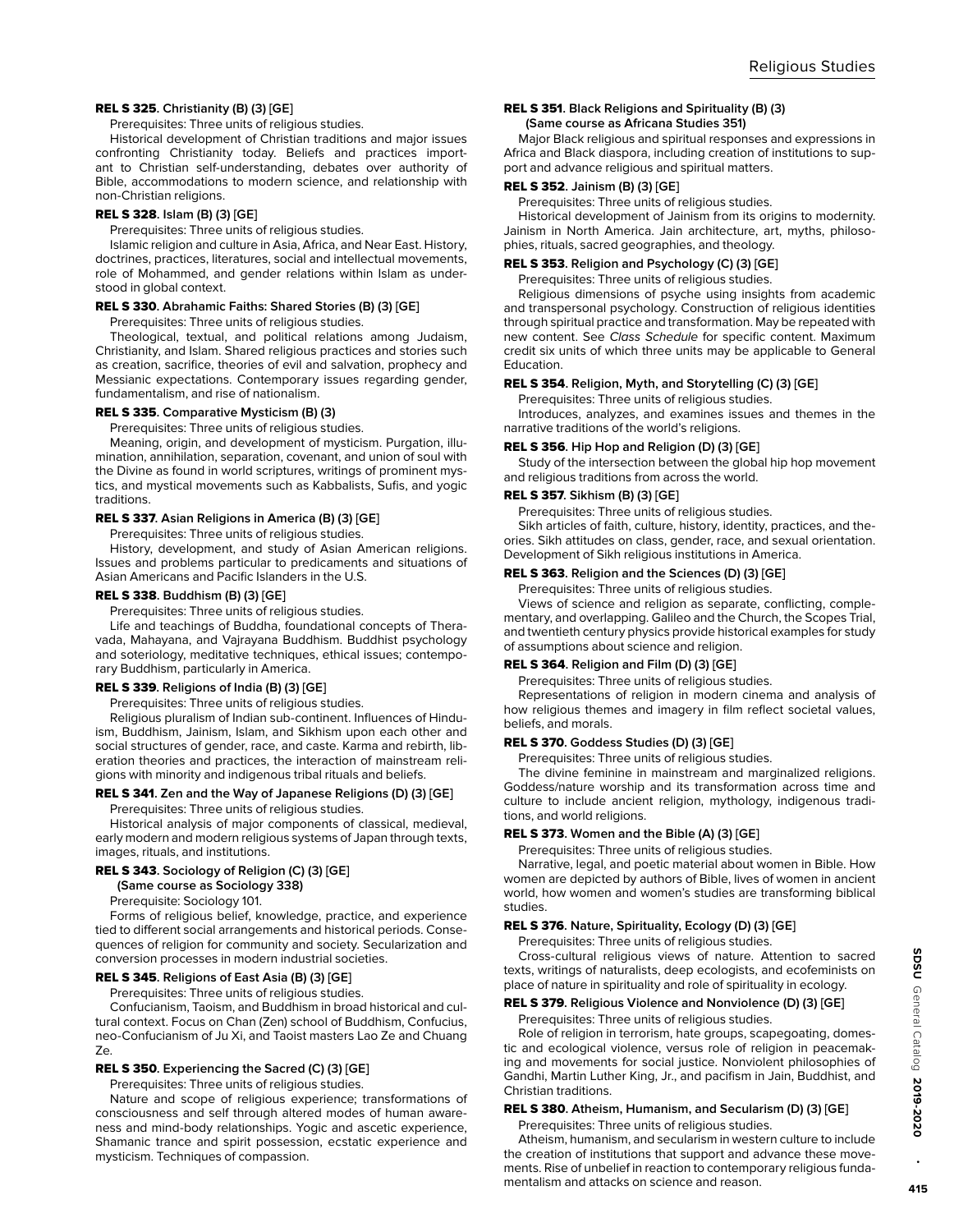**REL S 325. Christianity (B) (3) [GE]**

Prerequisites: Three units of religious studies.

Historical development of Christian traditions and major issues confronting Christianity today. Beliefs and practices important to Christian self-understanding, debates over authority of Bible, accommodations to modern science, and relationship with non-Christian religions.

**REL S 328. Islam (B) (3) [GE]**

Prerequisites: Three units of religious studies.

Islamic religion and culture in Asia, Africa, and Near East. History, doctrines, practices, literatures, social and intellectual movements, role of Mohammed, and gender relations within Islam as understood in global context.

**REL S 330. Abrahamic Faiths: Shared Stories (B) (3) [GE]**

Prerequisites: Three units of religious studies.

Theological, textual, and political relations among Judaism, Christianity, and Islam. Shared religious practices and stories such as creation, sacrifice, theories of evil and salvation, prophecy and Messianic expectations. Contemporary issues regarding gender, fundamentalism, and rise of nationalism.

**REL S 335. Comparative Mysticism (B) (3)**

Prerequisites: Three units of religious studies.

Meaning, origin, and development of mysticism. Purgation, illumination, annihilation, separation, covenant, and union of soul with the Divine as found in world scriptures, writings of prominent mystics, and mystical movements such as Kabbalists, Sufis, and yogic traditions.

**REL S 337. Asian Religions in America (B) (3) [GE]**

Prerequisites: Three units of religious studies.

History, development, and study of Asian American religions. Issues and problems particular to predicaments and situations of Asian Americans and Pacific Islanders in the U.S.

**REL S 338. Buddhism (B) (3) [GE]**

Prerequisites: Three units of religious studies.

Life and teachings of Buddha, foundational concepts of Theravada, Mahayana, and Vajrayana Buddhism. Buddhist psychology and soteriology, meditative techniques, ethical issues; contemporary Buddhism, particularly in America.

**REL S 339. Religions of India (B) (3) [GE]**

Prerequisites: Three units of religious studies.

Religious pluralism of Indian sub-continent. Influences of Hinduism, Buddhism, Jainism, Islam, and Sikhism upon each other and social structures of gender, race, and caste. Karma and rebirth, liberation theories and practices, the interaction of mainstream religions with minority and indigenous tribal rituals and beliefs.

**REL S 341. Zen and the Way of Japanese Religions (D) (3) [GE]**

Prerequisites: Three units of religious studies.

Historical analysis of major components of classical, medieval, early modern and modern religious systems of Japan through texts, images, rituals, and institutions.

**REL S 343. Sociology of Religion (C) (3) [GE]**
**(Same course as Sociology 338)**

Prerequisite: Sociology 101.

Forms of religious belief, knowledge, practice, and experience tied to different social arrangements and historical periods. Consequences of religion for community and society. Secularization and conversion processes in modern industrial societies.

**REL S 345. Religions of East Asia (B) (3) [GE]**

Prerequisites: Three units of religious studies.

Confucianism, Taoism, and Buddhism in broad historical and cultural context. Focus on Chan (Zen) school of Buddhism, Confucius, neo-Confucianism of Ju Xi, and Taoist masters Lao Ze and Chuang Ze.

**REL S 350. Experiencing the Sacred (C) (3) [GE]**

Prerequisites: Three units of religious studies.

Nature and scope of religious experience; transformations of consciousness and self through altered modes of human awareness and mind-body relationships. Yogic and ascetic experience, Shamanic trance and spirit possession, ecstatic experience and mysticism. Techniques of compassion.

**REL S 351. Black Religions and Spirituality (B) (3)**
**(Same course as Africana Studies 351)**

Major Black religious and spiritual responses and expressions in Africa and Black diaspora, including creation of institutions to support and advance religious and spiritual matters.

**REL S 352. Jainism (B) (3) [GE]**

Prerequisites: Three units of religious studies.

Historical development of Jainism from its origins to modernity. Jainism in North America. Jain architecture, art, myths, philosophies, rituals, sacred geographies, and theology.

**REL S 353. Religion and Psychology (C) (3) [GE]**

Prerequisites: Three units of religious studies.

Religious dimensions of psyche using insights from academic and transpersonal psychology. Construction of religious identities through spiritual practice and transformation. May be repeated with new content. See *Class Schedule* for specific content. Maximum credit six units of which three units may be applicable to General Education.

**REL S 354. Religion, Myth, and Storytelling (C) (3) [GE]**

Prerequisites: Three units of religious studies.

Introduces, analyzes, and examines issues and themes in the narrative traditions of the world's religions.

**REL S 356. Hip Hop and Religion (D) (3) [GE]**

Study of the intersection between the global hip hop movement and religious traditions from across the world.

**REL S 357. Sikhism (B) (3) [GE]**

Prerequisites: Three units of religious studies.

Sikh articles of faith, culture, history, identity, practices, and theories. Sikh attitudes on class, gender, race, and sexual orientation. Development of Sikh religious institutions in America.

**REL S 363. Religion and the Sciences (D) (3) [GE]**

Prerequisites: Three units of religious studies.

Views of science and religion as separate, conflicting, complementary, and overlapping. Galileo and the Church, the Scopes Trial, and twentieth century physics provide historical examples for study of assumptions about science and religion.

**REL S 364. Religion and Film (D) (3) [GE]**

Prerequisites: Three units of religious studies.

Representations of religion in modern cinema and analysis of how religious themes and imagery in film reflect societal values, beliefs, and morals.

**REL S 370. Goddess Studies (D) (3) [GE]**

Prerequisites: Three units of religious studies.

The divine feminine in mainstream and marginalized religions. Goddess/nature worship and its transformation across time and culture to include ancient religion, mythology, indigenous traditions, and world religions.

**REL S 373. Women and the Bible (A) (3) [GE]**

Prerequisites: Three units of religious studies.

Narrative, legal, and poetic material about women in Bible. How women are depicted by authors of Bible, lives of women in ancient world, how women and women's studies are transforming biblical studies.

**REL S 376. Nature, Spirituality, Ecology (D) (3) [GE]**

Prerequisites: Three units of religious studies.

Cross-cultural religious views of nature. Attention to sacred texts, writings of naturalists, deep ecologists, and ecofeminists on place of nature in spirituality and role of spirituality in ecology.

**REL S 379. Religious Violence and Nonviolence (D) (3) [GE]**

Prerequisites: Three units of religious studies.

Role of religion in terrorism, hate groups, scapegoating, domestic and ecological violence, versus role of religion in peacemaking and movements for social justice. Nonviolent philosophies of Gandhi, Martin Luther King, Jr., and pacifism in Jain, Buddhist, and Christian traditions.

**REL S 380. Atheism, Humanism, and Secularism (D) (3) [GE]**

Prerequisites: Three units of religious studies.

Atheism, humanism, and secularism in western culture to include the creation of institutions that support and advance these movements. Rise of unbelief in reaction to contemporary religious fundamentalism and attacks on science and reason.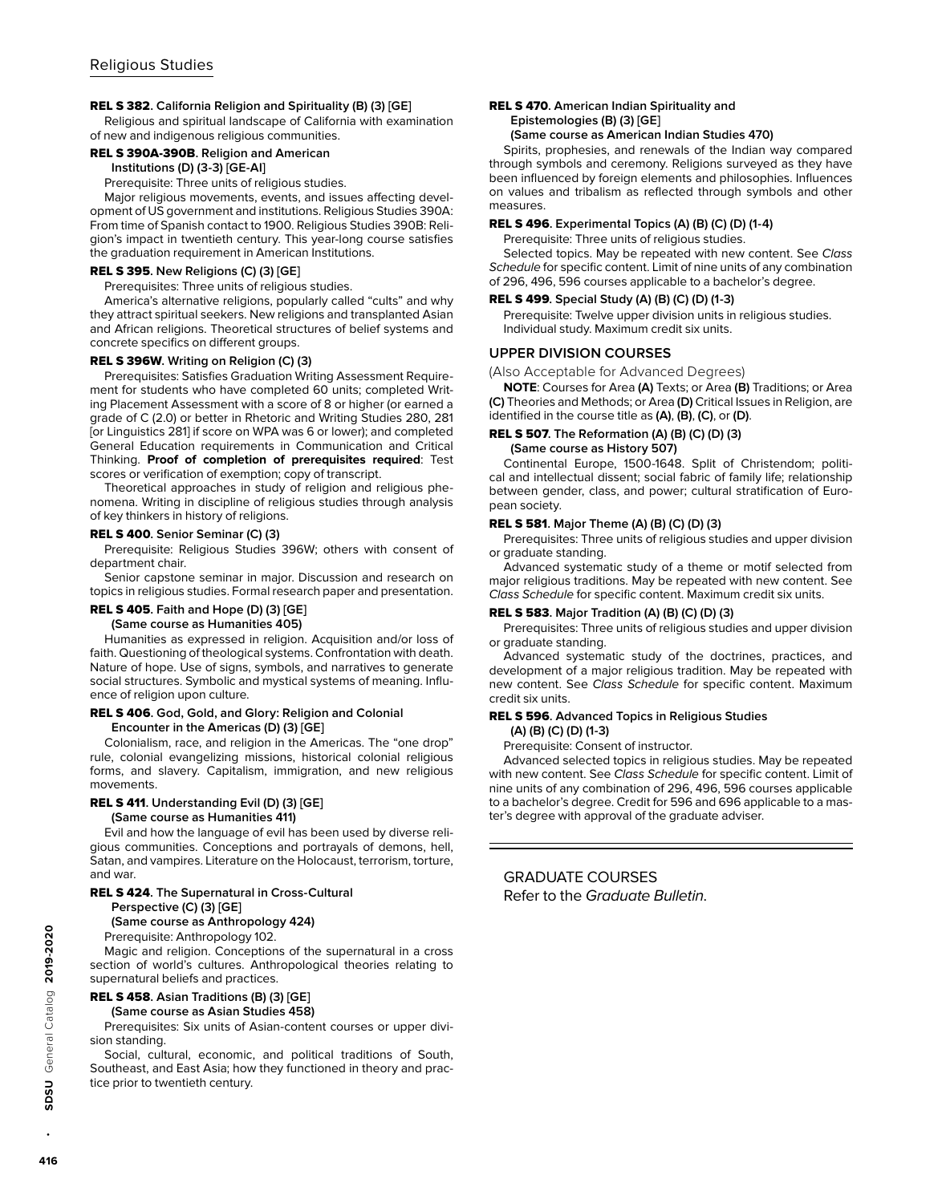**REL S 382. California Religion and Spirituality (B) (3) [GE]**

Religious and spiritual landscape of California with examination of new and indigenous religious communities.

**REL S 390A-390B. Religion and American Institutions (D) (3-3) [GE-AI]**

Prerequisite: Three units of religious studies.

Major religious movements, events, and issues affecting development of US government and institutions. Religious Studies 390A: From time of Spanish contact to 1900. Religious Studies 390B: Religion's impact in twentieth century. This year-long course satisfies the graduation requirement in American Institutions.

**REL S 395. New Religions (C) (3) [GE]**

Prerequisites: Three units of religious studies.

America's alternative religions, popularly called "cults" and why they attract spiritual seekers. New religions and transplanted Asian and African religions. Theoretical structures of belief systems and concrete specifics on different groups.

**REL S 396W. Writing on Religion (C) (3)**

Prerequisites: Satisfies Graduation Writing Assessment Requirement for students who have completed 60 units; completed Writing Placement Assessment with a score of 8 or higher (or earned a grade of C (2.0) or better in Rhetoric and Writing Studies 280, 281 [or Linguistics 281] if score on WPA was 6 or lower); and completed General Education requirements in Communication and Critical Thinking. **Proof of completion of prerequisites required**: Test scores or verification of exemption; copy of transcript.

Theoretical approaches in study of religion and religious phenomena. Writing in discipline of religious studies through analysis of key thinkers in history of religions.

**REL S 400. Senior Seminar (C) (3)**

Prerequisite: Religious Studies 396W; others with consent of department chair.

Senior capstone seminar in major. Discussion and research on topics in religious studies. Formal research paper and presentation.

**REL S 405. Faith and Hope (D) (3) [GE]**
**(Same course as Humanities 405)**

Humanities as expressed in religion. Acquisition and/or loss of faith. Questioning of theological systems. Confrontation with death. Nature of hope. Use of signs, symbols, and narratives to generate social structures. Symbolic and mystical systems of meaning. Influence of religion upon culture.

**REL S 406. God, Gold, and Glory: Religion and Colonial Encounter in the Americas (D) (3) [GE]**

Colonialism, race, and religion in the Americas. The "one drop" rule, colonial evangelizing missions, historical colonial religious forms, and slavery. Capitalism, immigration, and new religious movements.

**REL S 411. Understanding Evil (D) (3) [GE]**
**(Same course as Humanities 411)**

Evil and how the language of evil has been used by diverse religious communities. Conceptions and portrayals of demons, hell, Satan, and vampires. Literature on the Holocaust, terrorism, torture, and war.

**REL S 424. The Supernatural in Cross-Cultural Perspective (C) (3) [GE]**
**(Same course as Anthropology 424)**

Prerequisite: Anthropology 102.

Magic and religion. Conceptions of the supernatural in a cross section of world's cultures. Anthropological theories relating to supernatural beliefs and practices.

**REL S 458. Asian Traditions (B) (3) [GE]**
**(Same course as Asian Studies 458)**

Prerequisites: Six units of Asian-content courses or upper division standing.

Social, cultural, economic, and political traditions of South, Southeast, and East Asia; how they functioned in theory and practice prior to twentieth century.

**REL S 470. American Indian Spirituality and Epistemologies (B) (3) [GE]**
**(Same course as American Indian Studies 470)**

Spirits, prophesies, and renewals of the Indian way compared through symbols and ceremony. Religions surveyed as they have been influenced by foreign elements and philosophies. Influences on values and tribalism as reflected through symbols and other measures.

**REL S 496. Experimental Topics (A) (B) (C) (D) (1-4)**

Prerequisite: Three units of religious studies.

Selected topics. May be repeated with new content. See *Class Schedule* for specific content. Limit of nine units of any combination of 296, 496, 596 courses applicable to a bachelor's degree.

**REL S 499. Special Study (A) (B) (C) (D) (1-3)**

Prerequisite: Twelve upper division units in religious studies.
Individual study. Maximum credit six units.

## UPPER DIVISION COURSES

(Also Acceptable for Advanced Degrees)

**NOTE**: Courses for Area **(A)** Texts; or Area **(B)** Traditions; or Area **(C)** Theories and Methods; or Area **(D)** Critical Issues in Religion, are identified in the course title as **(A)**, **(B)**, **(C)**, or **(D)**.

**REL S 507. The Reformation (A) (B) (C) (D) (3)**
**(Same course as History 507)**

Continental Europe, 1500-1648. Split of Christendom; political and intellectual dissent; social fabric of family life; relationship between gender, class, and power; cultural stratification of European society.

**REL S 581. Major Theme (A) (B) (C) (D) (3)**

Prerequisites: Three units of religious studies and upper division or graduate standing.

Advanced systematic study of a theme or motif selected from major religious traditions. May be repeated with new content. See *Class Schedule* for specific content. Maximum credit six units.

**REL S 583. Major Tradition (A) (B) (C) (D) (3)**

Prerequisites: Three units of religious studies and upper division or graduate standing.

Advanced systematic study of the doctrines, practices, and development of a major religious tradition. May be repeated with new content. See *Class Schedule* for specific content. Maximum credit six units.

**REL S 596. Advanced Topics in Religious Studies (A) (B) (C) (D) (1-3)**

Prerequisite: Consent of instructor.

Advanced selected topics in religious studies. May be repeated with new content. See *Class Schedule* for specific content. Limit of nine units of any combination of 296, 496, 596 courses applicable to a bachelor's degree. Credit for 596 and 696 applicable to a master's degree with approval of the graduate adviser.

## GRADUATE COURSES

Refer to the *Graduate Bulletin.*